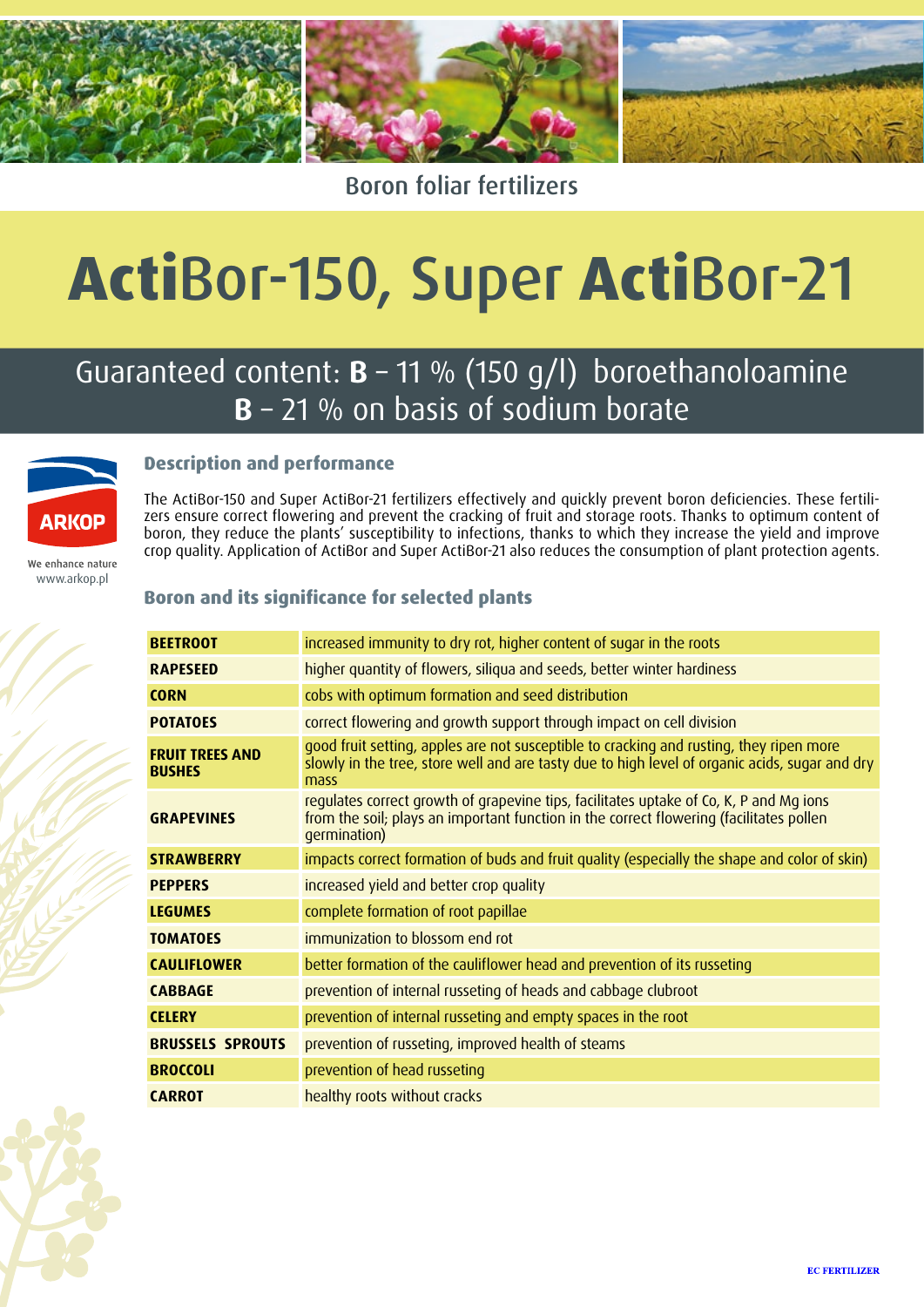Boron foliar fertilizers

# **Acti**Bor-150, Super **Acti**Bor-21

## Guaranteed content: **B** – 11 % (150 g/l) boroethanoloamine **B** – 21 % on basis of sodium borate

ARKOP

We enhance nature
www.arkop.pl

### Description and performance

The ActiBor-150 and Super ActiBor-21 fertilizers effectively and quickly prevent boron deficiencies. These fertilizers ensure correct flowering and prevent the cracking of fruit and storage roots. Thanks to optimum content of boron, they reduce the plants' susceptibility to infections, thanks to which they increase the yield and improve crop quality. Application of ActiBor and Super ActiBor-21 also reduces the consumption of plant protection agents.

### Boron and its significance for selected plants

| | |
|---|---|
| **BEETROOT** | increased immunity to dry rot, higher content of sugar in the roots |
| **RAPESEED** | higher quantity of flowers, siliqua and seeds, better winter hardiness |
| **CORN** | cobs with optimum formation and seed distribution |
| **POTATOES** | correct flowering and growth support through impact on cell division |
| **FRUIT TREES AND BUSHES** | good fruit setting, apples are not susceptible to cracking and rusting, they ripen more slowly in the tree, store well and are tasty due to high level of organic acids, sugar and dry mass |
| **GRAPEVINES** | regulates correct growth of grapevine tips, facilitates uptake of Co, K, P and Mg ions from the soil; plays an important function in the correct flowering (facilitates pollen germination) |
| **STRAWBERRY** | impacts correct formation of buds and fruit quality (especially the shape and color of skin) |
| **PEPPERS** | increased yield and better crop quality |
| **LEGUMES** | complete formation of root papillae |
| **TOMATOES** | immunization to blossom end rot |
| **CAULIFLOWER** | better formation of the cauliflower head and prevention of its russeting |
| **CABBAGE** | prevention of internal russeting of heads and cabbage clubroot |
| **CELERY** | prevention of internal russeting and empty spaces in the root |
| **BRUSSELS SPROUTS** | prevention of russeting, improved health of steams |
| **BROCCOLI** | prevention of head russeting |
| **CARROT** | healthy roots without cracks |

EC FERTILIZER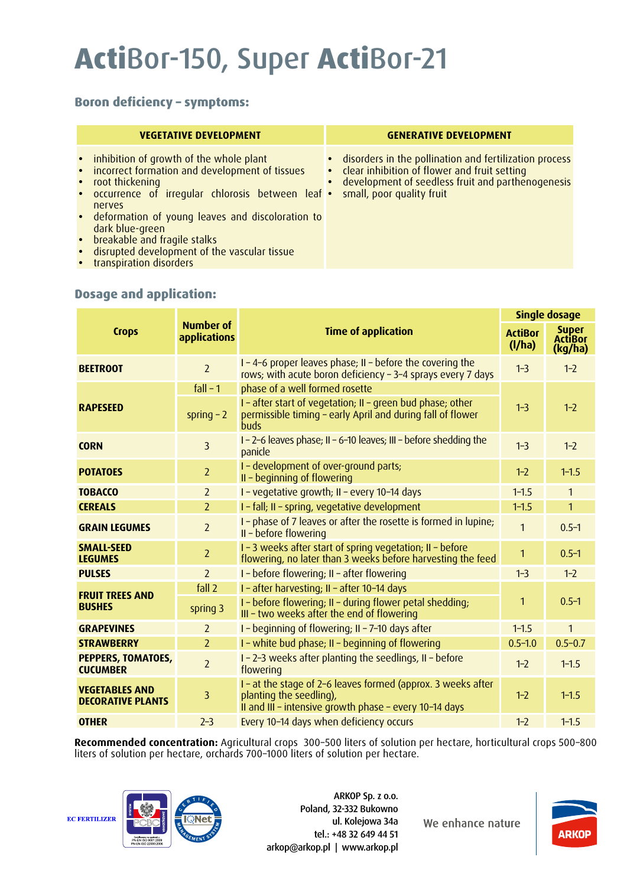# **Acti**Bor-150, Super **Acti**Bor-21

## Boron deficiency – symptoms:

| VEGETATIVE DEVELOPMENT | GENERATIVE DEVELOPMENT |
|---|---|
| • inhibition of growth of the whole plant<br>• incorrect formation and development of tissues<br>• root thickening<br>• occurrence of irregular chlorosis between leaf nerves<br>• deformation of young leaves and discoloration to dark blue-green<br>• breakable and fragile stalks<br>• disrupted development of the vascular tissue<br>• transpiration disorders | • disorders in the pollination and fertilization process<br>• clear inhibition of flower and fruit setting<br>• development of seedless fruit and parthenogenesis<br>• small, poor quality fruit |

## Dosage and application:

| Crops | Number of applications | Time of application | Single dosage | |
|---|---|---|---|---|
| | | | ActiBor (l/ha) | Super ActiBor (kg/ha) |
| **BEETROOT** | 2 | I – 4–6 proper leaves phase; II – before the covering the rows; with acute boron deficiency – 3–4 sprays every 7 days | 1–3 | 1–2 |
| **RAPESEED** | fall – 1 | phase of a well formed rosette | 1–3 | 1–2 |
| | spring – 2 | I – after start of vegetation; II – green bud phase; other permissible timing – early April and during fall of flower buds | | |
| **CORN** | 3 | I – 2–6 leaves phase; II – 6–10 leaves; III – before shedding the panicle | 1–3 | 1–2 |
| **POTATOES** | 2 | I – development of over-ground parts;<br>II – beginning of flowering | 1–2 | 1–1.5 |
| **TOBACCO** | 2 | I – vegetative growth; II – every 10–14 days | 1–1.5 | 1 |
| **CEREALS** | 2 | I – fall; II – spring, vegetative development | 1–1.5 | 1 |
| **GRAIN LEGUMES** | 2 | I – phase of 7 leaves or after the rosette is formed in lupine; II – before flowering | 1 | 0.5–1 |
| **SMALL-SEED LEGUMES** | 2 | I – 3 weeks after start of spring vegetation; II – before flowering, no later than 3 weeks before harvesting the feed | 1 | 0.5–1 |
| **PULSES** | 2 | I – before flowering; II – after flowering | 1–3 | 1–2 |
| **FRUIT TREES AND BUSHES** | fall 2 | I – after harvesting; II – after 10–14 days | 1 | 0.5–1 |
| | spring 3 | I – before flowering; II – during flower petal shedding;<br>III – two weeks after the end of flowering | | |
| **GRAPEVINES** | 2 | I – beginning of flowering; II – 7–10 days after | 1–1.5 | 1 |
| **STRAWBERRY** | 2 | I – white bud phase; II – beginning of flowering | 0.5–1.0 | 0.5–0.7 |
| **PEPPERS, TOMATOES, CUCUMBER** | 2 | I – 2–3 weeks after planting the seedlings, II – before flowering | 1–2 | 1–1.5 |
| **VEGETABLES AND DECORATIVE PLANTS** | 3 | I – at the stage of 2–6 leaves formed (approx. 3 weeks after planting the seedling),<br>II and III – intensive growth phase – every 10–14 days | 1–2 | 1–1.5 |
| **OTHER** | 2–3 | Every 10–14 days when deficiency occurs | 1–2 | 1–1.5 |

**Recommended concentration:** Agricultural crops 300–500 liters of solution per hectare, horticultural crops 500–800 liters of solution per hectare, orchards 700–1000 liters of solution per hectare.

EC FERTILIZER

ARKOP Sp. z o.o.
Poland, 32-332 Bukowno
ul. Kolejowa 34a
tel.: +48 32 649 44 51
arkop@arkop.pl | www.arkop.pl

We enhance nature

ARKOP